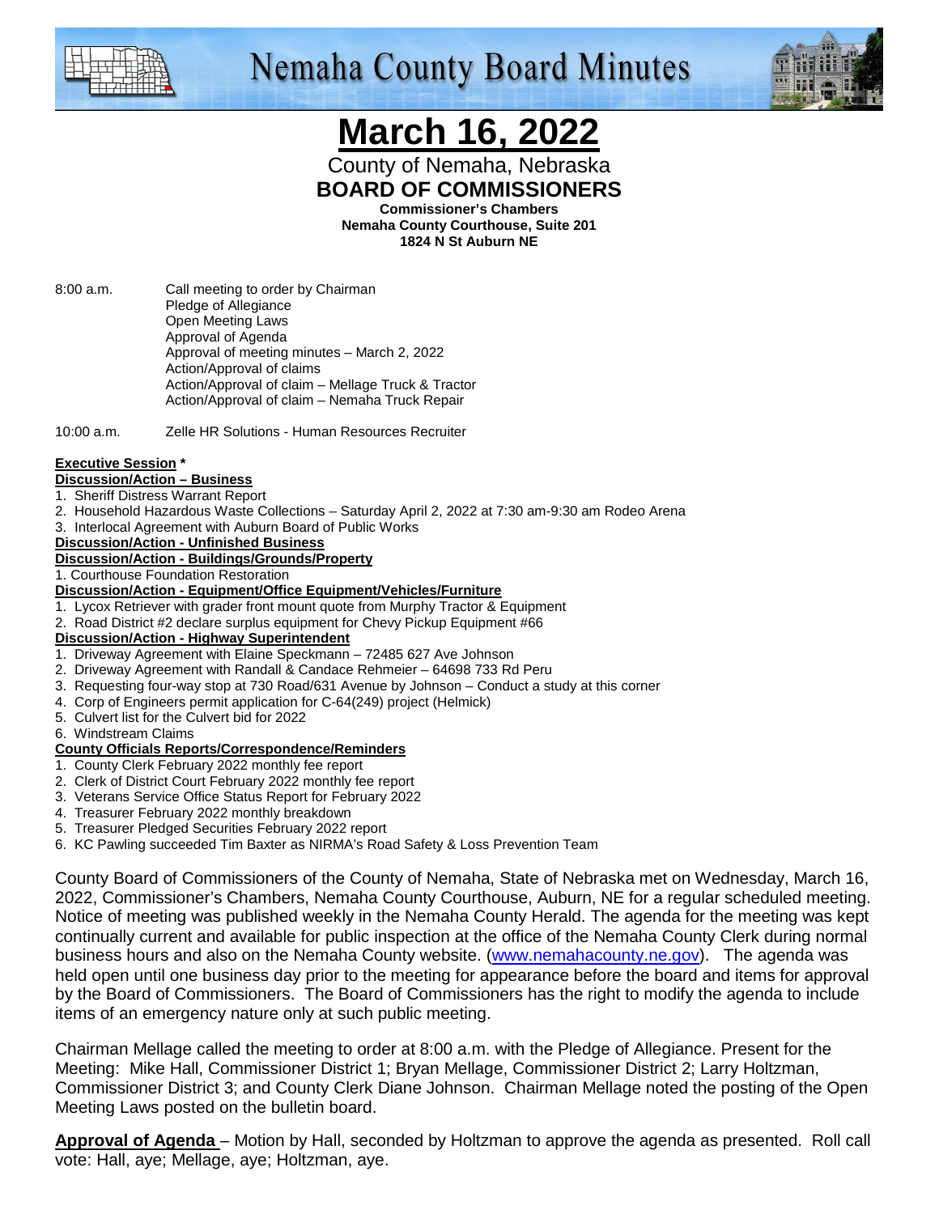# Nemaha County Board Minutes

# March 16, 2022

County of Nemaha, Nebraska

**BOARD OF COMMISSIONERS**

**Commissioner's Chambers**
**Nemaha County Courthouse, Suite 201**
**1824 N St Auburn NE**

8:00 a.m. Call meeting to order by Chairman
Pledge of Allegiance
Open Meeting Laws
Approval of Agenda
Approval of meeting minutes – March 2, 2022
Action/Approval of claims
Action/Approval of claim – Mellage Truck & Tractor
Action/Approval of claim – Nemaha Truck Repair

10:00 a.m. Zelle HR Solutions - Human Resources Recruiter

**Executive Session** *

**Discussion/Action – Business**
1. Sheriff Distress Warrant Report
2. Household Hazardous Waste Collections – Saturday April 2, 2022 at 7:30 am-9:30 am Rodeo Arena
3. Interlocal Agreement with Auburn Board of Public Works

**Discussion/Action - Unfinished Business**

**Discussion/Action - Buildings/Grounds/Property**
1. Courthouse Foundation Restoration

**Discussion/Action - Equipment/Office Equipment/Vehicles/Furniture**
1. Lycox Retriever with grader front mount quote from Murphy Tractor & Equipment
2. Road District #2 declare surplus equipment for Chevy Pickup Equipment #66

**Discussion/Action - Highway Superintendent**
1. Driveway Agreement with Elaine Speckmann – 72485 627 Ave Johnson
2. Driveway Agreement with Randall & Candace Rehmeier – 64698 733 Rd Peru
3. Requesting four-way stop at 730 Road/631 Avenue by Johnson – Conduct a study at this corner
4. Corp of Engineers permit application for C-64(249) project (Helmick)
5. Culvert list for the Culvert bid for 2022
6. Windstream Claims

**County Officials Reports/Correspondence/Reminders**
1. County Clerk February 2022 monthly fee report
2. Clerk of District Court February 2022 monthly fee report
3. Veterans Service Office Status Report for February 2022
4. Treasurer February 2022 monthly breakdown
5. Treasurer Pledged Securities February 2022 report
6. KC Pawling succeeded Tim Baxter as NIRMA's Road Safety & Loss Prevention Team

County Board of Commissioners of the County of Nemaha, State of Nebraska met on Wednesday, March 16, 2022, Commissioner's Chambers, Nemaha County Courthouse, Auburn, NE for a regular scheduled meeting. Notice of meeting was published weekly in the Nemaha County Herald. The agenda for the meeting was kept continually current and available for public inspection at the office of the Nemaha County Clerk during normal business hours and also on the Nemaha County website. (www.nemahacounty.ne.gov). The agenda was held open until one business day prior to the meeting for appearance before the board and items for approval by the Board of Commissioners. The Board of Commissioners has the right to modify the agenda to include items of an emergency nature only at such public meeting.

Chairman Mellage called the meeting to order at 8:00 a.m. with the Pledge of Allegiance. Present for the Meeting: Mike Hall, Commissioner District 1; Bryan Mellage, Commissioner District 2; Larry Holtzman, Commissioner District 3; and County Clerk Diane Johnson. Chairman Mellage noted the posting of the Open Meeting Laws posted on the bulletin board.

**Approval of Agenda** – Motion by Hall, seconded by Holtzman to approve the agenda as presented. Roll call vote: Hall, aye; Mellage, aye; Holtzman, aye.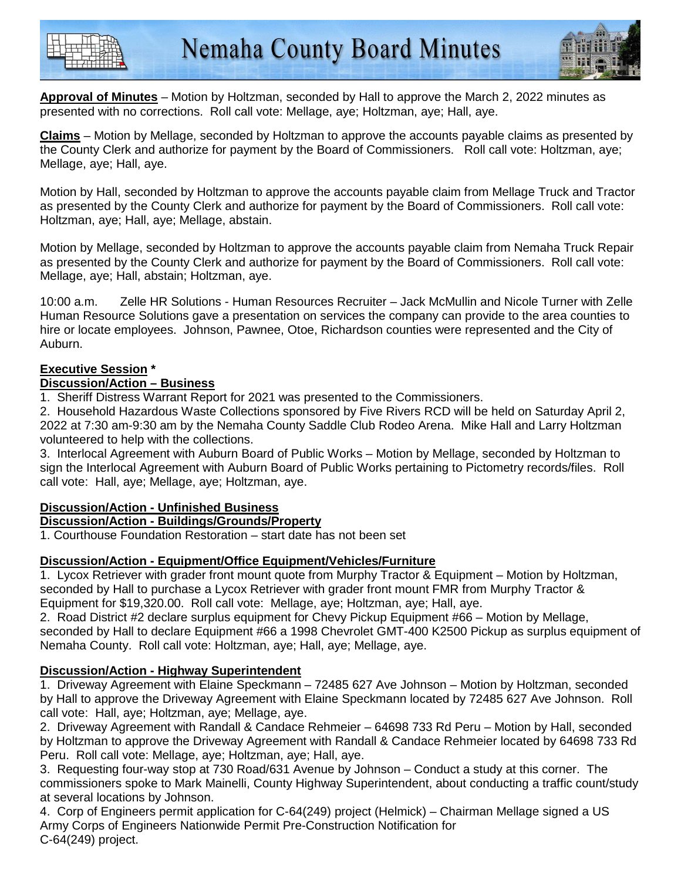**Approval of Minutes** – Motion by Holtzman, seconded by Hall to approve the March 2, 2022 minutes as presented with no corrections. Roll call vote: Mellage, aye; Holtzman, aye; Hall, aye.

**Claims** – Motion by Mellage, seconded by Holtzman to approve the accounts payable claims as presented by the County Clerk and authorize for payment by the Board of Commissioners. Roll call vote: Holtzman, aye; Mellage, aye; Hall, aye.

Motion by Hall, seconded by Holtzman to approve the accounts payable claim from Mellage Truck and Tractor as presented by the County Clerk and authorize for payment by the Board of Commissioners. Roll call vote: Holtzman, aye; Hall, aye; Mellage, abstain.

Motion by Mellage, seconded by Holtzman to approve the accounts payable claim from Nemaha Truck Repair as presented by the County Clerk and authorize for payment by the Board of Commissioners. Roll call vote: Mellage, aye; Hall, abstain; Holtzman, aye.

10:00 a.m. Zelle HR Solutions - Human Resources Recruiter – Jack McMullin and Nicole Turner with Zelle Human Resource Solutions gave a presentation on services the company can provide to the area counties to hire or locate employees. Johnson, Pawnee, Otoe, Richardson counties were represented and the City of Auburn.

**Executive Session ***

**Discussion/Action – Business**

1. Sheriff Distress Warrant Report for 2021 was presented to the Commissioners.
2. Household Hazardous Waste Collections sponsored by Five Rivers RCD will be held on Saturday April 2, 2022 at 7:30 am-9:30 am by the Nemaha County Saddle Club Rodeo Arena. Mike Hall and Larry Holtzman volunteered to help with the collections.
3. Interlocal Agreement with Auburn Board of Public Works – Motion by Mellage, seconded by Holtzman to sign the Interlocal Agreement with Auburn Board of Public Works pertaining to Pictometry records/files. Roll call vote: Hall, aye; Mellage, aye; Holtzman, aye.

**Discussion/Action - Unfinished Business**

**Discussion/Action - Buildings/Grounds/Property**

1. Courthouse Foundation Restoration – start date has not been set

**Discussion/Action - Equipment/Office Equipment/Vehicles/Furniture**

1. Lycox Retriever with grader front mount quote from Murphy Tractor & Equipment – Motion by Holtzman, seconded by Hall to purchase a Lycox Retriever with grader front mount FMR from Murphy Tractor & Equipment for $19,320.00. Roll call vote: Mellage, aye; Holtzman, aye; Hall, aye.
2. Road District #2 declare surplus equipment for Chevy Pickup Equipment #66 – Motion by Mellage, seconded by Hall to declare Equipment #66 a 1998 Chevrolet GMT-400 K2500 Pickup as surplus equipment of Nemaha County. Roll call vote: Holtzman, aye; Hall, aye; Mellage, aye.

**Discussion/Action - Highway Superintendent**

1. Driveway Agreement with Elaine Speckmann – 72485 627 Ave Johnson – Motion by Holtzman, seconded by Hall to approve the Driveway Agreement with Elaine Speckmann located by 72485 627 Ave Johnson. Roll call vote: Hall, aye; Holtzman, aye; Mellage, aye.
2. Driveway Agreement with Randall & Candace Rehmeier – 64698 733 Rd Peru – Motion by Hall, seconded by Holtzman to approve the Driveway Agreement with Randall & Candace Rehmeier located by 64698 733 Rd Peru. Roll call vote: Mellage, aye; Holtzman, aye; Hall, aye.
3. Requesting four-way stop at 730 Road/631 Avenue by Johnson – Conduct a study at this corner. The commissioners spoke to Mark Mainelli, County Highway Superintendent, about conducting a traffic count/study at several locations by Johnson.
4. Corp of Engineers permit application for C-64(249) project (Helmick) – Chairman Mellage signed a US Army Corps of Engineers Nationwide Permit Pre-Construction Notification for C-64(249) project.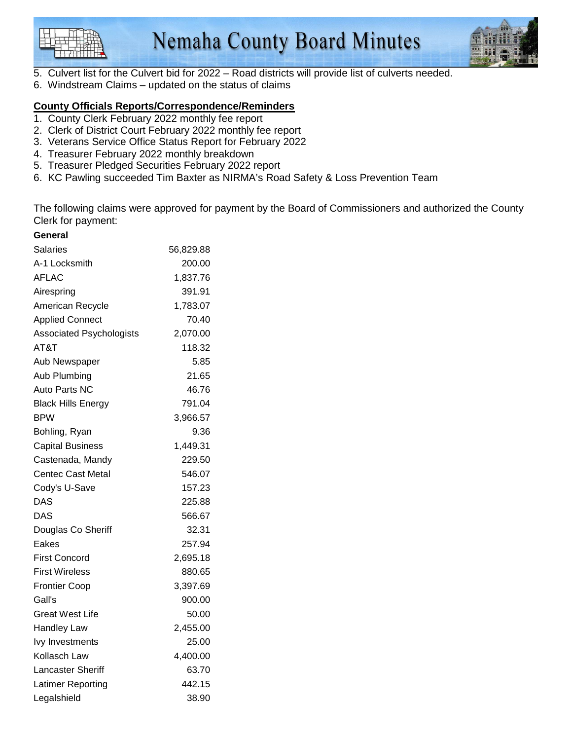5. Culvert list for the Culvert bid for 2022 – Road districts will provide list of culverts needed.
6. Windstream Claims – updated on the status of claims

**County Officials Reports/Correspondence/Reminders**

1. County Clerk February 2022 monthly fee report
2. Clerk of District Court February 2022 monthly fee report
3. Veterans Service Office Status Report for February 2022
4. Treasurer February 2022 monthly breakdown
5. Treasurer Pledged Securities February 2022 report
6. KC Pawling succeeded Tim Baxter as NIRMA's Road Safety & Loss Prevention Team

The following claims were approved for payment by the Board of Commissioners and authorized the County Clerk for payment:

**General**

| | |
|---|---:|
| Salaries | 56,829.88 |
| A-1 Locksmith | 200.00 |
| AFLAC | 1,837.76 |
| Airespring | 391.91 |
| American Recycle | 1,783.07 |
| Applied Connect | 70.40 |
| Associated Psychologists | 2,070.00 |
| AT&T | 118.32 |
| Aub Newspaper | 5.85 |
| Aub Plumbing | 21.65 |
| Auto Parts NC | 46.76 |
| Black Hills Energy | 791.04 |
| BPW | 3,966.57 |
| Bohling, Ryan | 9.36 |
| Capital Business | 1,449.31 |
| Castenada, Mandy | 229.50 |
| Centec Cast Metal | 546.07 |
| Cody's U-Save | 157.23 |
| DAS | 225.88 |
| DAS | 566.67 |
| Douglas Co Sheriff | 32.31 |
| Eakes | 257.94 |
| First Concord | 2,695.18 |
| First Wireless | 880.65 |
| Frontier Coop | 3,397.69 |
| Gall's | 900.00 |
| Great West Life | 50.00 |
| Handley Law | 2,455.00 |
| Ivy Investments | 25.00 |
| Kollasch Law | 4,400.00 |
| Lancaster Sheriff | 63.70 |
| Latimer Reporting | 442.15 |
| Legalshield | 38.90 |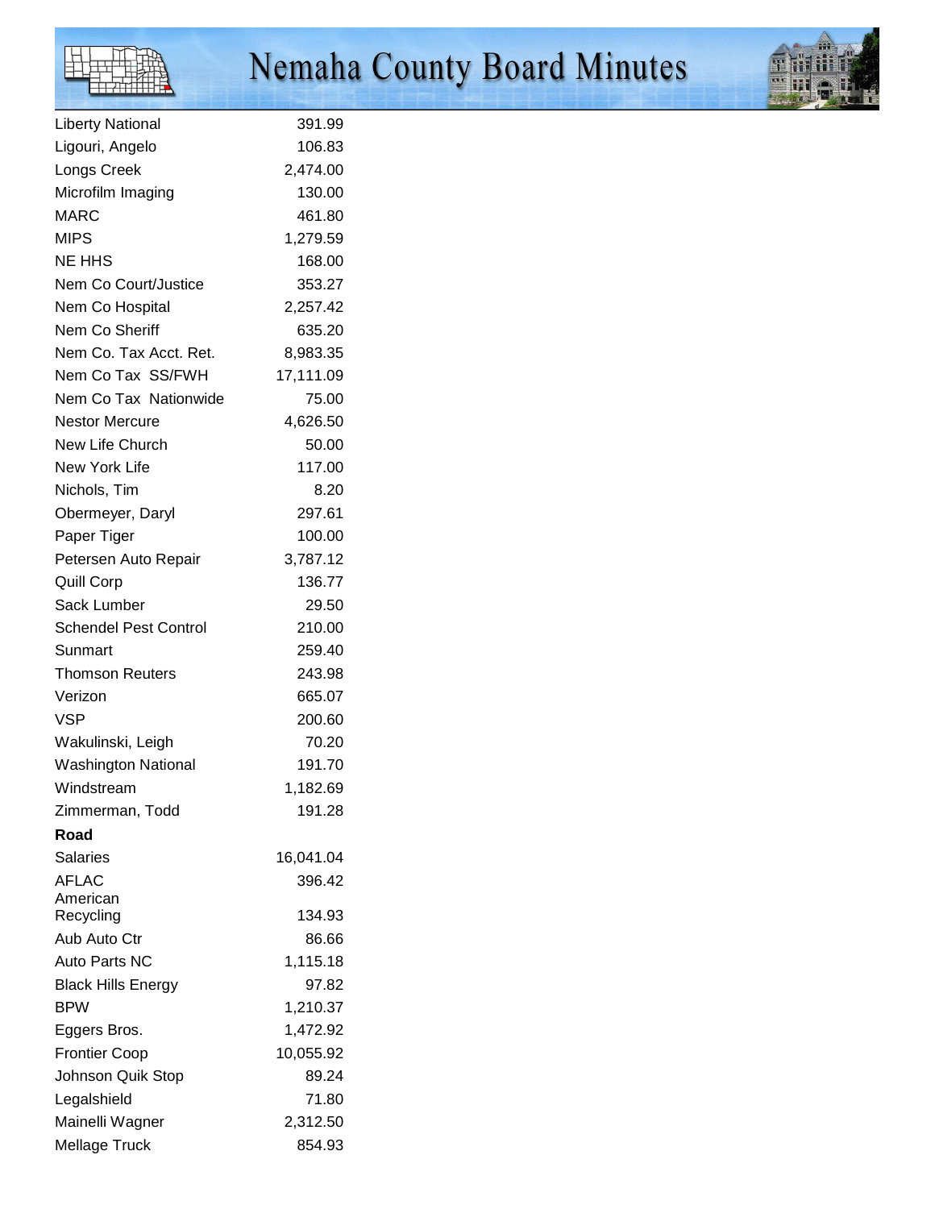| | |
|---|---|
| Liberty National | 391.99 |
| Ligouri, Angelo | 106.83 |
| Longs Creek | 2,474.00 |
| Microfilm Imaging | 130.00 |
| MARC | 461.80 |
| MIPS | 1,279.59 |
| NE HHS | 168.00 |
| Nem Co Court/Justice | 353.27 |
| Nem Co Hospital | 2,257.42 |
| Nem Co Sheriff | 635.20 |
| Nem Co. Tax Acct. Ret. | 8,983.35 |
| Nem Co Tax SS/FWH | 17,111.09 |
| Nem Co Tax Nationwide | 75.00 |
| Nestor Mercure | 4,626.50 |
| New Life Church | 50.00 |
| New York Life | 117.00 |
| Nichols, Tim | 8.20 |
| Obermeyer, Daryl | 297.61 |
| Paper Tiger | 100.00 |
| Petersen Auto Repair | 3,787.12 |
| Quill Corp | 136.77 |
| Sack Lumber | 29.50 |
| Schendel Pest Control | 210.00 |
| Sunmart | 259.40 |
| Thomson Reuters | 243.98 |
| Verizon | 665.07 |
| VSP | 200.60 |
| Wakulinski, Leigh | 70.20 |
| Washington National | 191.70 |
| Windstream | 1,182.69 |
| Zimmerman, Todd | 191.28 |
| **Road** | |
| Salaries | 16,041.04 |
| AFLAC | 396.42 |
| American Recycling | 134.93 |
| Aub Auto Ctr | 86.66 |
| Auto Parts NC | 1,115.18 |
| Black Hills Energy | 97.82 |
| BPW | 1,210.37 |
| Eggers Bros. | 1,472.92 |
| Frontier Coop | 10,055.92 |
| Johnson Quik Stop | 89.24 |
| Legalshield | 71.80 |
| Mainelli Wagner | 2,312.50 |
| Mellage Truck | 854.93 |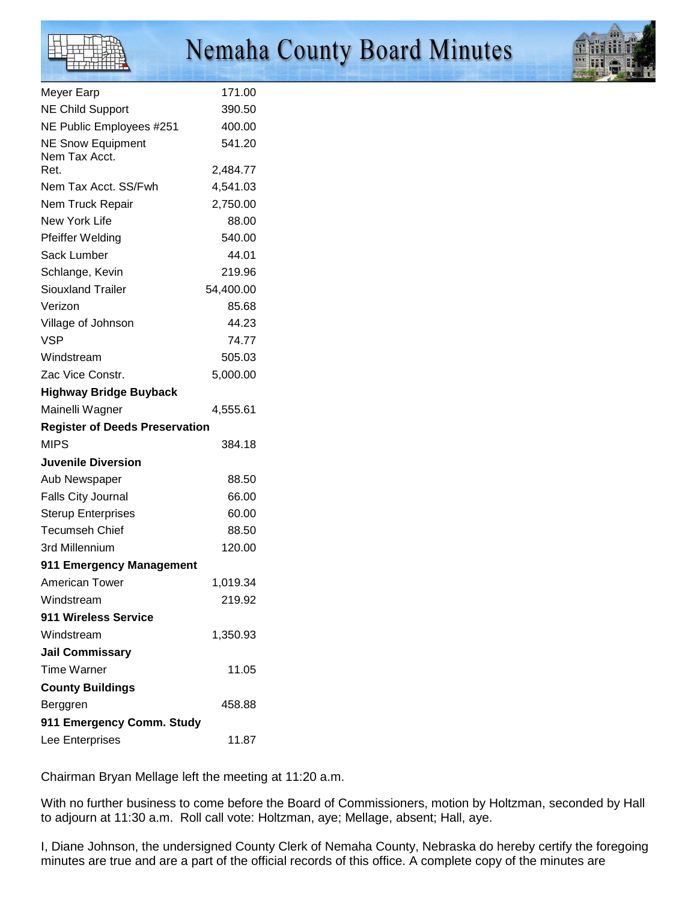| | |
|---|---|
| Meyer Earp | 171.00 |
| NE Child Support | 390.50 |
| NE Public Employees #251 | 400.00 |
| NE Snow Equipment | 541.20 |
| Nem Tax Acct. Ret. | 2,484.77 |
| Nem Tax Acct. SS/Fwh | 4,541.03 |
| Nem Truck Repair | 2,750.00 |
| New York Life | 88.00 |
| Pfeiffer Welding | 540.00 |
| Sack Lumber | 44.01 |
| Schlange, Kevin | 219.96 |
| Siouxland Trailer | 54,400.00 |
| Verizon | 85.68 |
| Village of Johnson | 44.23 |
| VSP | 74.77 |
| Windstream | 505.03 |
| Zac Vice Constr. | 5,000.00 |
| **Highway Bridge Buyback** | |
| Mainelli Wagner | 4,555.61 |
| **Register of Deeds Preservation** | |
| MIPS | 384.18 |
| **Juvenile Diversion** | |
| Aub Newspaper | 88.50 |
| Falls City Journal | 66.00 |
| Sterup Enterprises | 60.00 |
| Tecumseh Chief | 88.50 |
| 3rd Millennium | 120.00 |
| **911 Emergency Management** | |
| American Tower | 1,019.34 |
| Windstream | 219.92 |
| **911 Wireless Service** | |
| Windstream | 1,350.93 |
| **Jail Commissary** | |
| Time Warner | 11.05 |
| **County Buildings** | |
| Berggren | 458.88 |
| **911 Emergency Comm. Study** | |
| Lee Enterprises | 11.87 |

Chairman Bryan Mellage left the meeting at 11:20 a.m.

With no further business to come before the Board of Commissioners, motion by Holtzman, seconded by Hall to adjourn at 11:30 a.m. Roll call vote: Holtzman, aye; Mellage, absent; Hall, aye.

I, Diane Johnson, the undersigned County Clerk of Nemaha County, Nebraska do hereby certify the foregoing minutes are true and are a part of the official records of this office. A complete copy of the minutes are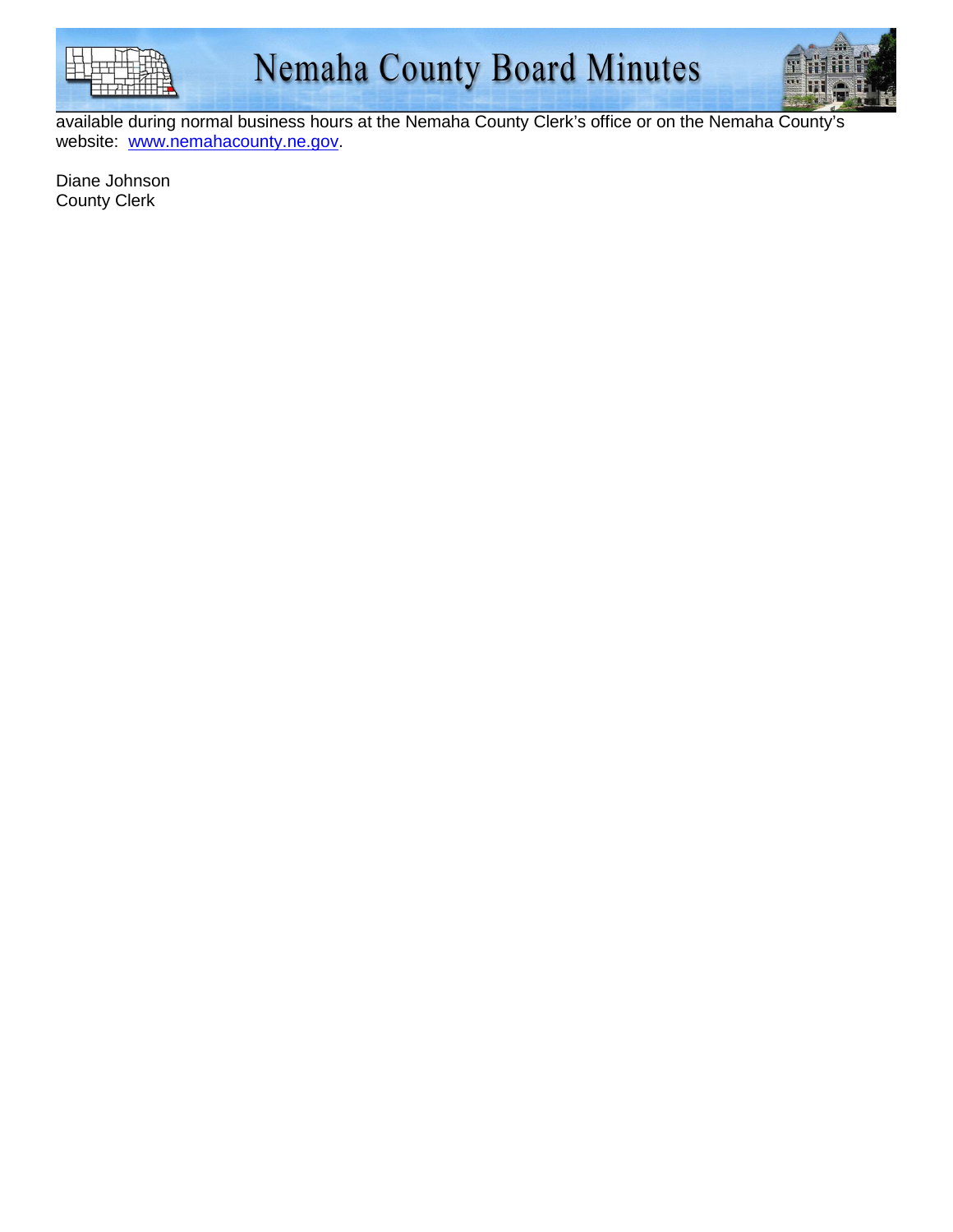available during normal business hours at the Nemaha County Clerk's office or on the Nemaha County's website: [www.nemahacounty.ne.gov](http://www.nemahacounty.ne.gov).

Diane Johnson
County Clerk